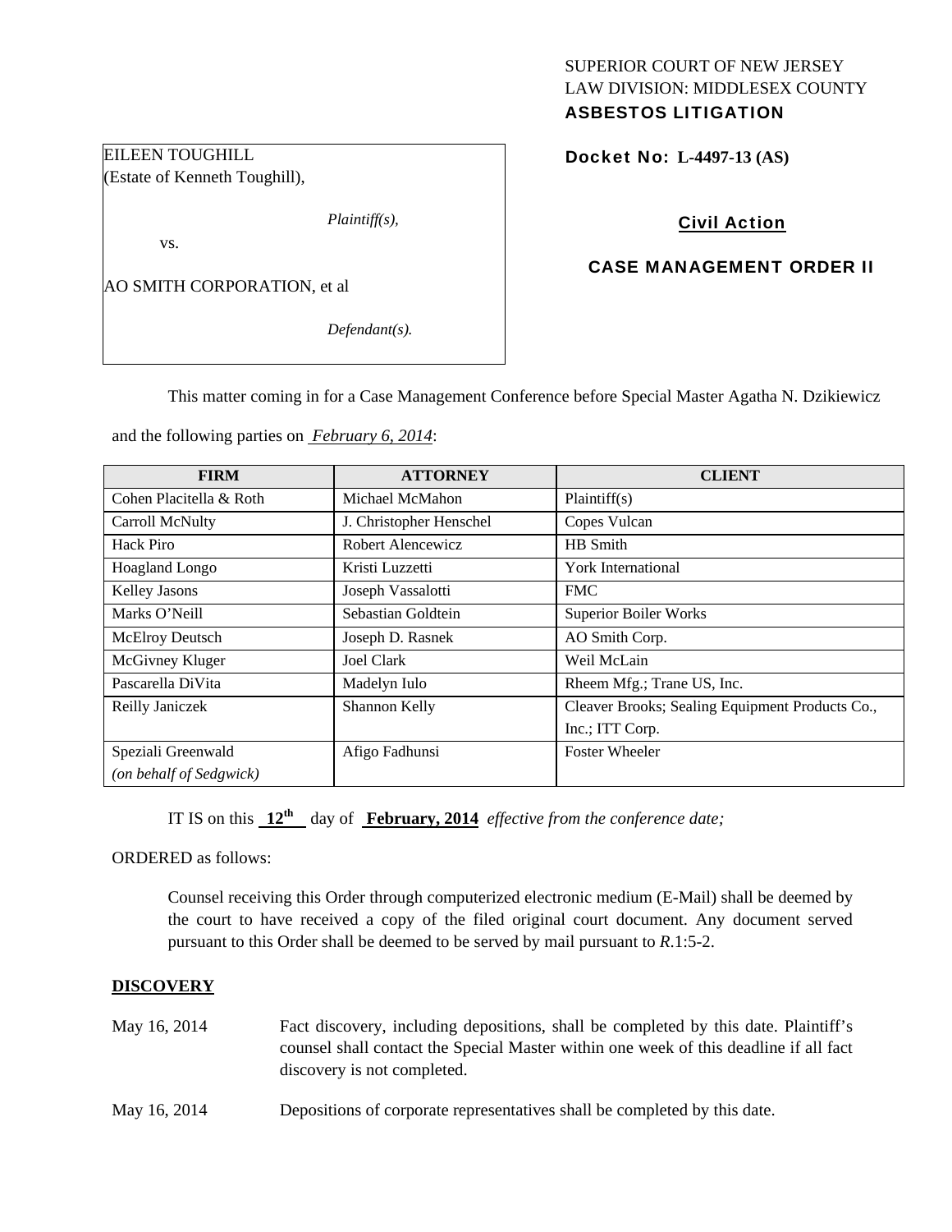SUPERIOR COURT OF NEW JERSEY
LAW DIVISION: MIDDLESEX COUNTY
**ASBESTOS LITIGATION**

EILEEN TOUGHILL
(Estate of Kenneth Toughill),

*Plaintiff(s),*

vs.

AO SMITH CORPORATION, et al

*Defendant(s).*

**Docket No: L-4497-13 (AS)**

**Civil Action**

**CASE MANAGEMENT ORDER II**

This matter coming in for a Case Management Conference before Special Master Agatha N. Dzikiewicz and the following parties on *February 6, 2014*:

| FIRM | ATTORNEY | CLIENT |
|---|---|---|
| Cohen Placitella & Roth | Michael McMahon | Plaintiff(s) |
| Carroll McNulty | J. Christopher Henschel | Copes Vulcan |
| Hack Piro | Robert Alencewicz | HB Smith |
| Hoagland Longo | Kristi Luzzetti | York International |
| Kelley Jasons | Joseph Vassalotti | FMC |
| Marks O'Neill | Sebastian Goldtein | Superior Boiler Works |
| McElroy Deutsch | Joseph D. Rasnek | AO Smith Corp. |
| McGivney Kluger | Joel Clark | Weil McLain |
| Pascarella DiVita | Madelyn Iulo | Rheem Mfg.; Trane US, Inc. |
| Reilly Janiczek | Shannon Kelly | Cleaver Brooks; Sealing Equipment Products Co., Inc.; ITT Corp. |
| Speziali Greenwald *(on behalf of Sedgwick)* | Afigo Fadhunsi | Foster Wheeler |

IT IS on this **12th** day of **February, 2014** *effective from the conference date;*

ORDERED as follows:

Counsel receiving this Order through computerized electronic medium (E-Mail) shall be deemed by the court to have received a copy of the filed original court document. Any document served pursuant to this Order shall be deemed to be served by mail pursuant to *R*.1:5-2.

**DISCOVERY**

May 16, 2014 Fact discovery, including depositions, shall be completed by this date. Plaintiff's counsel shall contact the Special Master within one week of this deadline if all fact discovery is not completed.

May 16, 2014 Depositions of corporate representatives shall be completed by this date.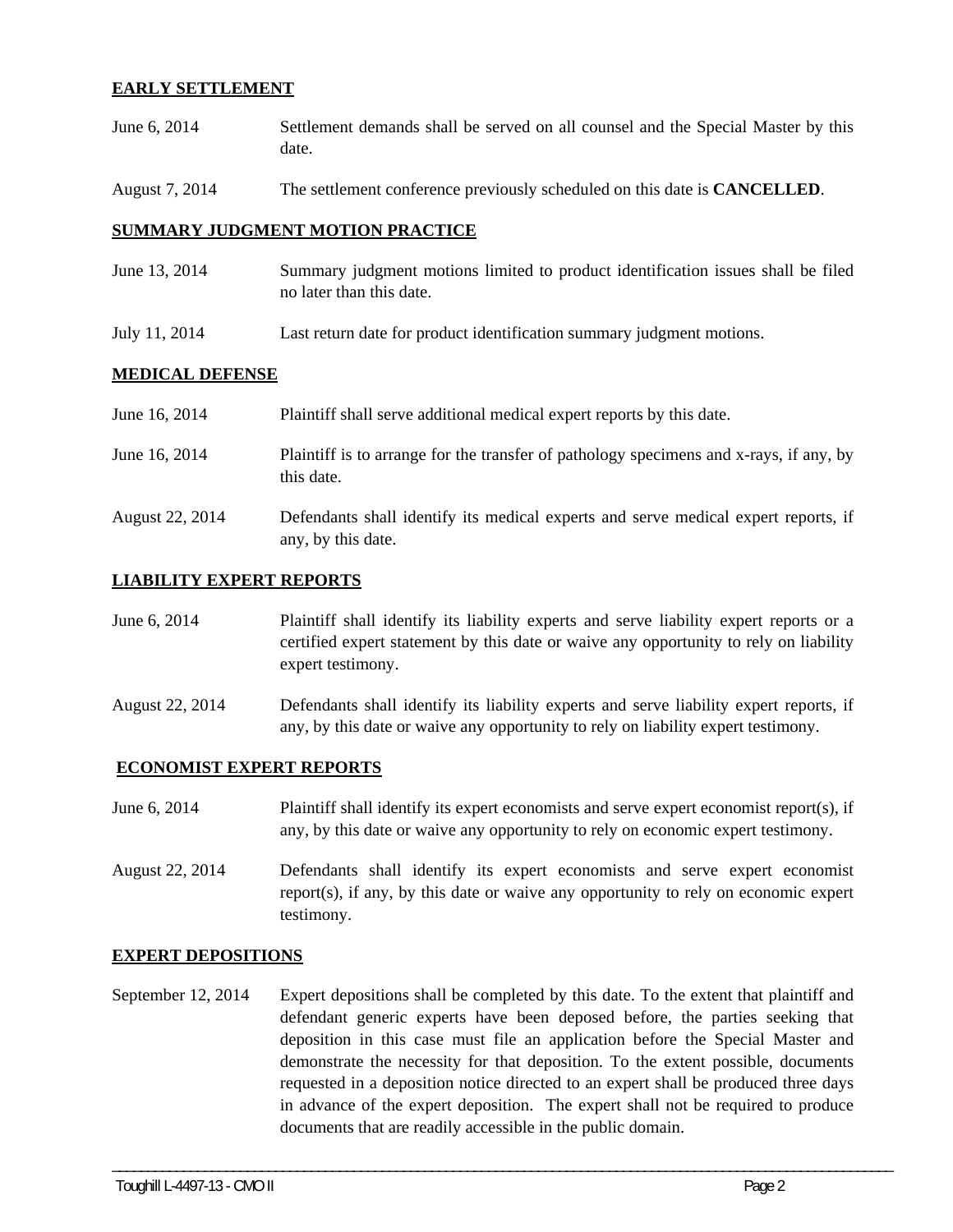**EARLY SETTLEMENT**

June 6, 2014 — Settlement demands shall be served on all counsel and the Special Master by this date.

August 7, 2014 — The settlement conference previously scheduled on this date is **CANCELLED**.

**SUMMARY JUDGMENT MOTION PRACTICE**

June 13, 2014 — Summary judgment motions limited to product identification issues shall be filed no later than this date.

July 11, 2014 — Last return date for product identification summary judgment motions.

**MEDICAL DEFENSE**

June 16, 2014 — Plaintiff shall serve additional medical expert reports by this date.

June 16, 2014 — Plaintiff is to arrange for the transfer of pathology specimens and x-rays, if any, by this date.

August 22, 2014 — Defendants shall identify its medical experts and serve medical expert reports, if any, by this date.

**LIABILITY EXPERT REPORTS**

June 6, 2014 — Plaintiff shall identify its liability experts and serve liability expert reports or a certified expert statement by this date or waive any opportunity to rely on liability expert testimony.

August 22, 2014 — Defendants shall identify its liability experts and serve liability expert reports, if any, by this date or waive any opportunity to rely on liability expert testimony.

**ECONOMIST EXPERT REPORTS**

June 6, 2014 — Plaintiff shall identify its expert economists and serve expert economist report(s), if any, by this date or waive any opportunity to rely on economic expert testimony.

August 22, 2014 — Defendants shall identify its expert economists and serve expert economist report(s), if any, by this date or waive any opportunity to rely on economic expert testimony.

**EXPERT DEPOSITIONS**

September 12, 2014 — Expert depositions shall be completed by this date. To the extent that plaintiff and defendant generic experts have been deposed before, the parties seeking that deposition in this case must file an application before the Special Master and demonstrate the necessity for that deposition. To the extent possible, documents requested in a deposition notice directed to an expert shall be produced three days in advance of the expert deposition. The expert shall not be required to produce documents that are readily accessible in the public domain.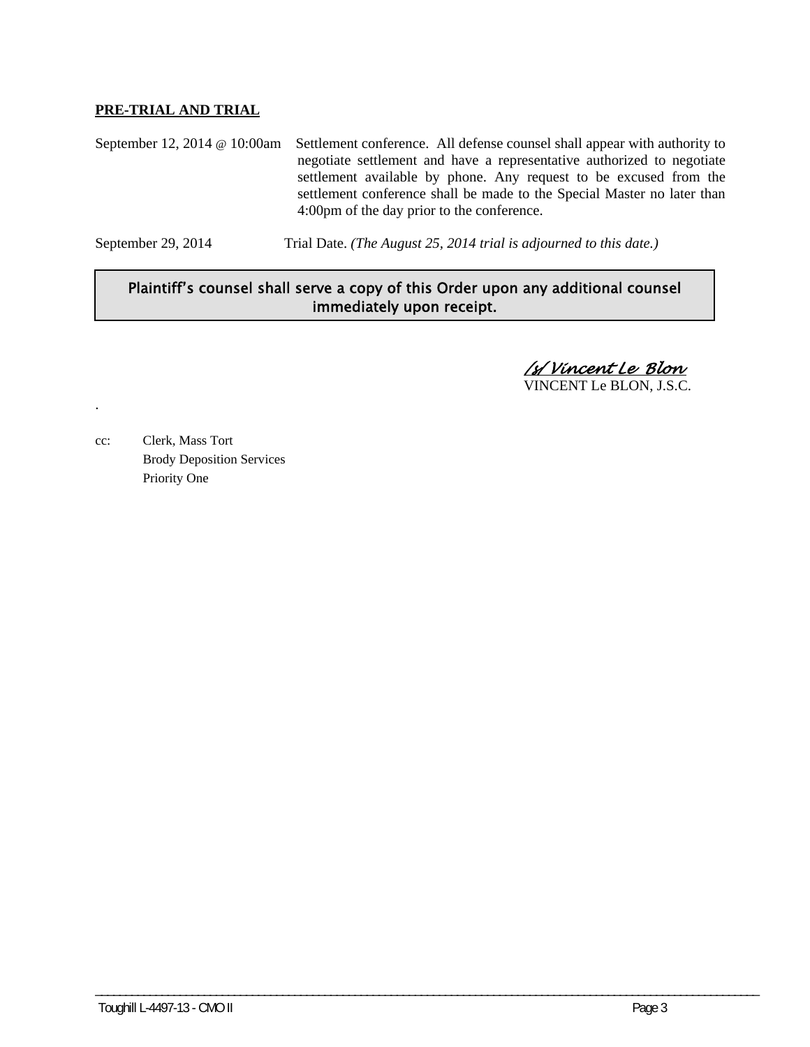**PRE-TRIAL AND TRIAL**

| | |
|---|---|
| September 12, 2014 @ 10:00am | Settlement conference. All defense counsel shall appear with authority to negotiate settlement and have a representative authorized to negotiate settlement available by phone. Any request to be excused from the settlement conference shall be made to the Special Master no later than 4:00pm of the day prior to the conference. |
| September 29, 2014 | Trial Date. *(The August 25, 2014 trial is adjourned to this date.)* |

**Plaintiff's counsel shall serve a copy of this Order upon any additional counsel immediately upon receipt.**

*/s/ Vincent Le Blon*
VINCENT Le BLON, J.S.C.

.

cc: Clerk, Mass Tort
Brody Deposition Services
Priority One